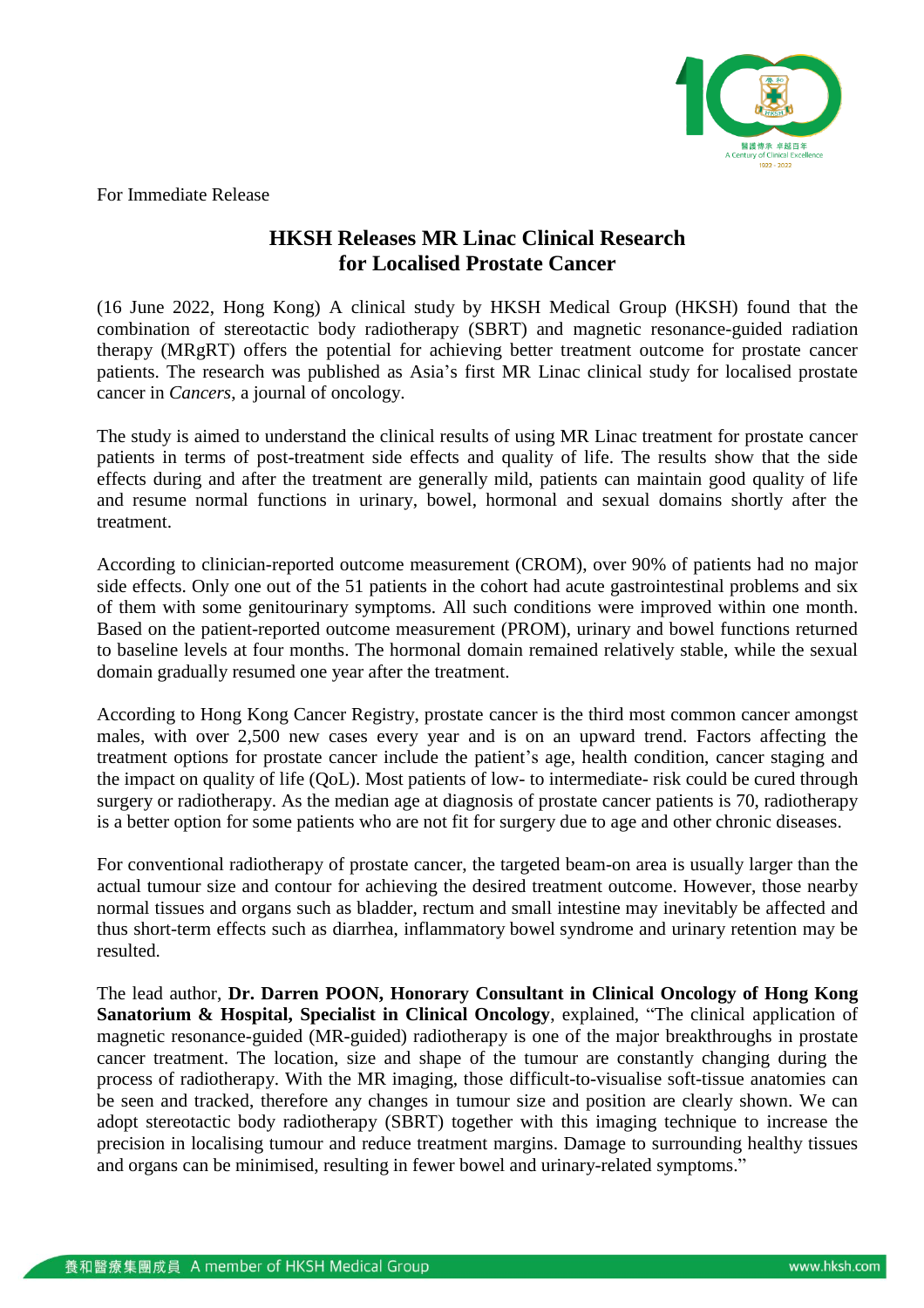For Immediate Release

# HKSH Releases MR Linac Clinical Research for Localised Prostate Cancer

(16 June 2022, Hong Kong) A clinical study by HKSH Medical Group (HKSH) found that the combination of stereotactic body radiotherapy (SBRT) and magnetic resonance-guided radiation therapy (MRgRT) offers the potential for achieving better treatment outcome for prostate cancer patients. The research was published as Asia's first MR Linac clinical study for localised prostate cancer in *Cancers*, a journal of oncology.

The study is aimed to understand the clinical results of using MR Linac treatment for prostate cancer patients in terms of post-treatment side effects and quality of life. The results show that the side effects during and after the treatment are generally mild, patients can maintain good quality of life and resume normal functions in urinary, bowel, hormonal and sexual domains shortly after the treatment.

According to clinician-reported outcome measurement (CROM), over 90% of patients had no major side effects. Only one out of the 51 patients in the cohort had acute gastrointestinal problems and six of them with some genitourinary symptoms. All such conditions were improved within one month. Based on the patient-reported outcome measurement (PROM), urinary and bowel functions returned to baseline levels at four months. The hormonal domain remained relatively stable, while the sexual domain gradually resumed one year after the treatment.

According to Hong Kong Cancer Registry, prostate cancer is the third most common cancer amongst males, with over 2,500 new cases every year and is on an upward trend. Factors affecting the treatment options for prostate cancer include the patient's age, health condition, cancer staging and the impact on quality of life (QoL). Most patients of low- to intermediate- risk could be cured through surgery or radiotherapy. As the median age at diagnosis of prostate cancer patients is 70, radiotherapy is a better option for some patients who are not fit for surgery due to age and other chronic diseases.

For conventional radiotherapy of prostate cancer, the targeted beam-on area is usually larger than the actual tumour size and contour for achieving the desired treatment outcome. However, those nearby normal tissues and organs such as bladder, rectum and small intestine may inevitably be affected and thus short-term effects such as diarrhea, inflammatory bowel syndrome and urinary retention may be resulted.

The lead author, **Dr. Darren POON, Honorary Consultant in Clinical Oncology of Hong Kong Sanatorium & Hospital, Specialist in Clinical Oncology**, explained, "The clinical application of magnetic resonance-guided (MR-guided) radiotherapy is one of the major breakthroughs in prostate cancer treatment. The location, size and shape of the tumour are constantly changing during the process of radiotherapy. With the MR imaging, those difficult-to-visualise soft-tissue anatomies can be seen and tracked, therefore any changes in tumour size and position are clearly shown. We can adopt stereotactic body radiotherapy (SBRT) together with this imaging technique to increase the precision in localising tumour and reduce treatment margins. Damage to surrounding healthy tissues and organs can be minimised, resulting in fewer bowel and urinary-related symptoms."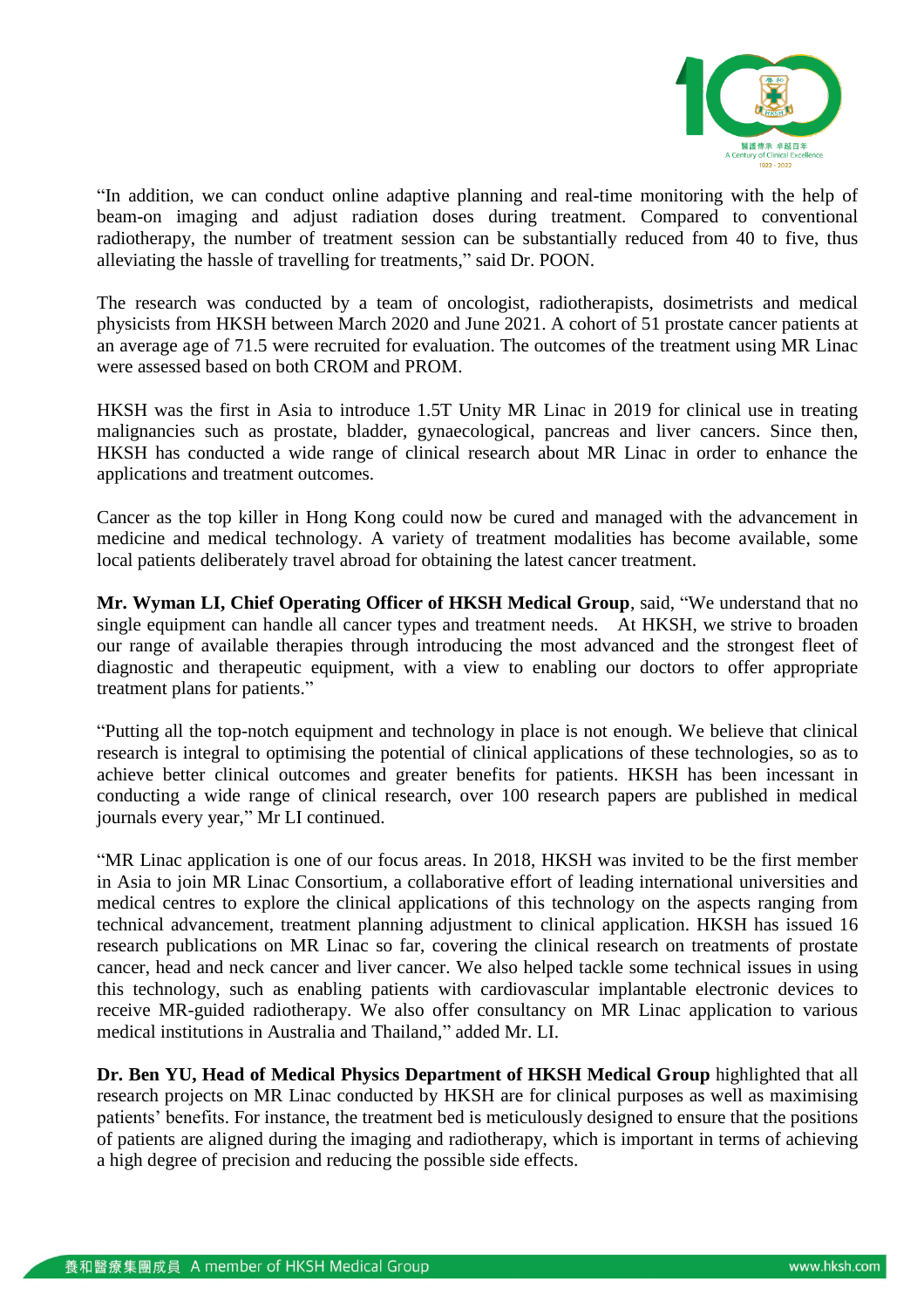"In addition, we can conduct online adaptive planning and real-time monitoring with the help of beam-on imaging and adjust radiation doses during treatment. Compared to conventional radiotherapy, the number of treatment session can be substantially reduced from 40 to five, thus alleviating the hassle of travelling for treatments," said Dr. POON.

The research was conducted by a team of oncologist, radiotherapists, dosimetrists and medical physicists from HKSH between March 2020 and June 2021. A cohort of 51 prostate cancer patients at an average age of 71.5 were recruited for evaluation. The outcomes of the treatment using MR Linac were assessed based on both CROM and PROM.

HKSH was the first in Asia to introduce 1.5T Unity MR Linac in 2019 for clinical use in treating malignancies such as prostate, bladder, gynaecological, pancreas and liver cancers. Since then, HKSH has conducted a wide range of clinical research about MR Linac in order to enhance the applications and treatment outcomes.

Cancer as the top killer in Hong Kong could now be cured and managed with the advancement in medicine and medical technology. A variety of treatment modalities has become available, some local patients deliberately travel abroad for obtaining the latest cancer treatment.

**Mr. Wyman LI, Chief Operating Officer of HKSH Medical Group**, said, "We understand that no single equipment can handle all cancer types and treatment needs. At HKSH, we strive to broaden our range of available therapies through introducing the most advanced and the strongest fleet of diagnostic and therapeutic equipment, with a view to enabling our doctors to offer appropriate treatment plans for patients."

"Putting all the top-notch equipment and technology in place is not enough. We believe that clinical research is integral to optimising the potential of clinical applications of these technologies, so as to achieve better clinical outcomes and greater benefits for patients. HKSH has been incessant in conducting a wide range of clinical research, over 100 research papers are published in medical journals every year," Mr LI continued.

"MR Linac application is one of our focus areas. In 2018, HKSH was invited to be the first member in Asia to join MR Linac Consortium, a collaborative effort of leading international universities and medical centres to explore the clinical applications of this technology on the aspects ranging from technical advancement, treatment planning adjustment to clinical application. HKSH has issued 16 research publications on MR Linac so far, covering the clinical research on treatments of prostate cancer, head and neck cancer and liver cancer. We also helped tackle some technical issues in using this technology, such as enabling patients with cardiovascular implantable electronic devices to receive MR-guided radiotherapy. We also offer consultancy on MR Linac application to various medical institutions in Australia and Thailand," added Mr. LI.

**Dr. Ben YU, Head of Medical Physics Department of HKSH Medical Group** highlighted that all research projects on MR Linac conducted by HKSH are for clinical purposes as well as maximising patients' benefits. For instance, the treatment bed is meticulously designed to ensure that the positions of patients are aligned during the imaging and radiotherapy, which is important in terms of achieving a high degree of precision and reducing the possible side effects.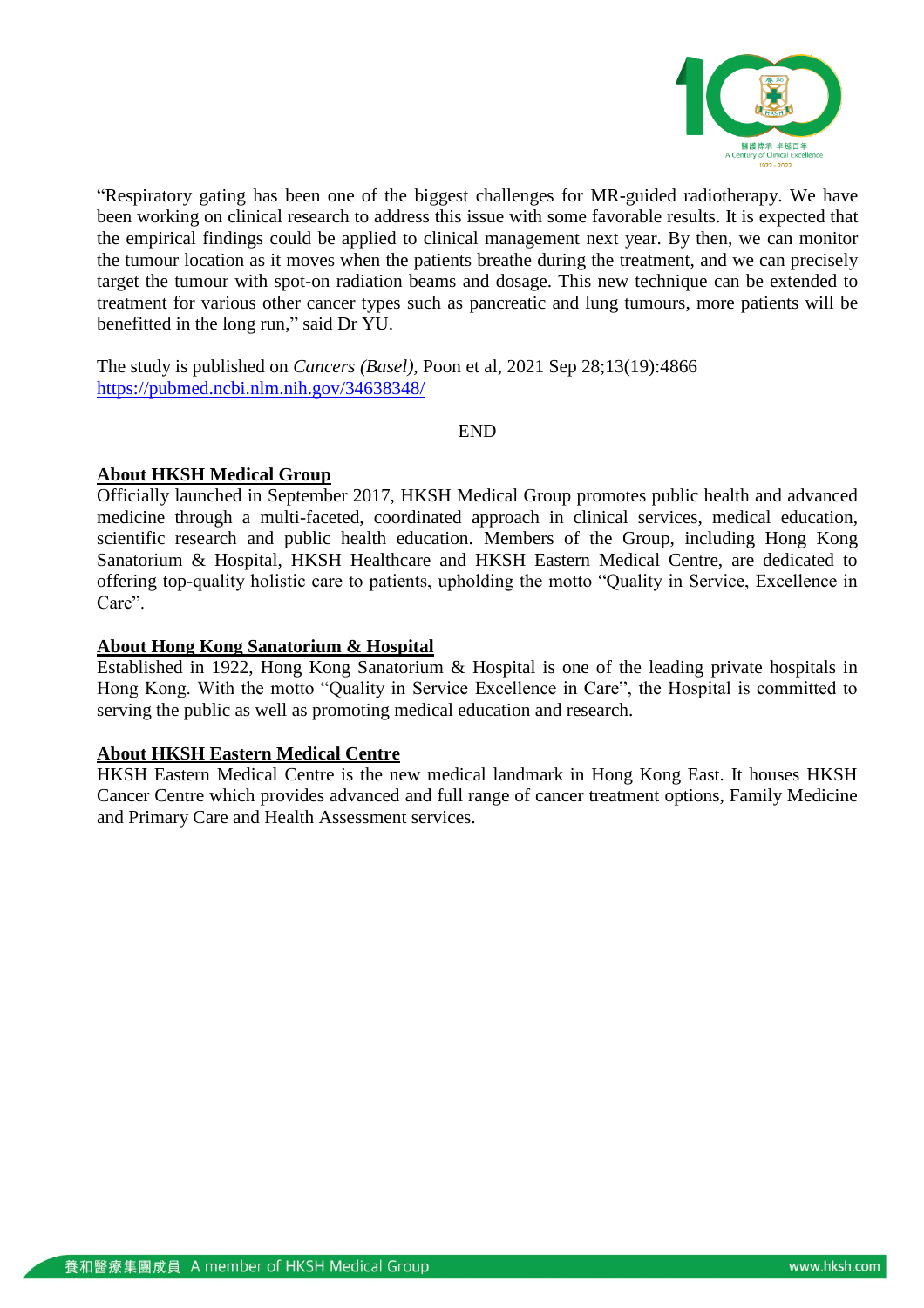“Respiratory gating has been one of the biggest challenges for MR-guided radiotherapy. We have been working on clinical research to address this issue with some favorable results. It is expected that the empirical findings could be applied to clinical management next year. By then, we can monitor the tumour location as it moves when the patients breathe during the treatment, and we can precisely target the tumour with spot-on radiation beams and dosage. This new technique can be extended to treatment for various other cancer types such as pancreatic and lung tumours, more patients will be benefitted in the long run,” said Dr YU.

The study is published on *Cancers (Basel)*, Poon et al, 2021 Sep 28;13(19):4866
https://pubmed.ncbi.nlm.nih.gov/34638348/

END

**About HKSH Medical Group**

Officially launched in September 2017, HKSH Medical Group promotes public health and advanced medicine through a multi-faceted, coordinated approach in clinical services, medical education, scientific research and public health education. Members of the Group, including Hong Kong Sanatorium & Hospital, HKSH Healthcare and HKSH Eastern Medical Centre, are dedicated to offering top-quality holistic care to patients, upholding the motto “Quality in Service, Excellence in Care”.

**About Hong Kong Sanatorium & Hospital**

Established in 1922, Hong Kong Sanatorium & Hospital is one of the leading private hospitals in Hong Kong. With the motto “Quality in Service Excellence in Care”, the Hospital is committed to serving the public as well as promoting medical education and research.

**About HKSH Eastern Medical Centre**

HKSH Eastern Medical Centre is the new medical landmark in Hong Kong East. It houses HKSH Cancer Centre which provides advanced and full range of cancer treatment options, Family Medicine and Primary Care and Health Assessment services.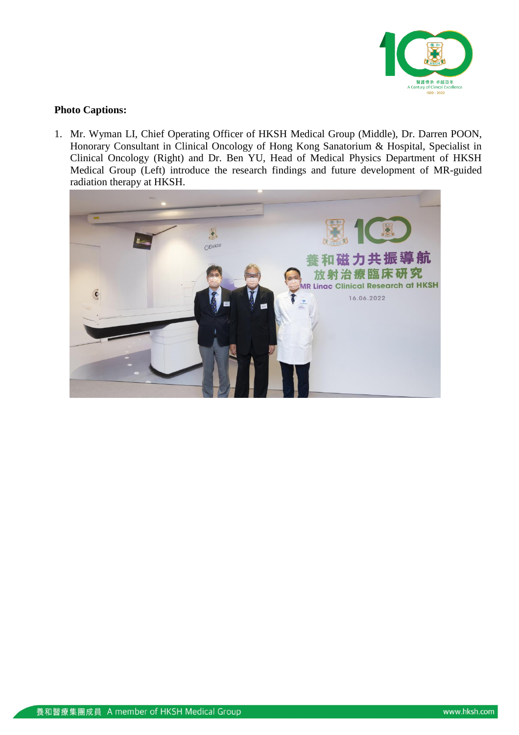**Photo Captions:**

1. Mr. Wyman LI, Chief Operating Officer of HKSH Medical Group (Middle), Dr. Darren POON, Honorary Consultant in Clinical Oncology of Hong Kong Sanatorium & Hospital, Specialist in Clinical Oncology (Right) and Dr. Ben YU, Head of Medical Physics Department of HKSH Medical Group (Left) introduce the research findings and future development of MR-guided radiation therapy at HKSH.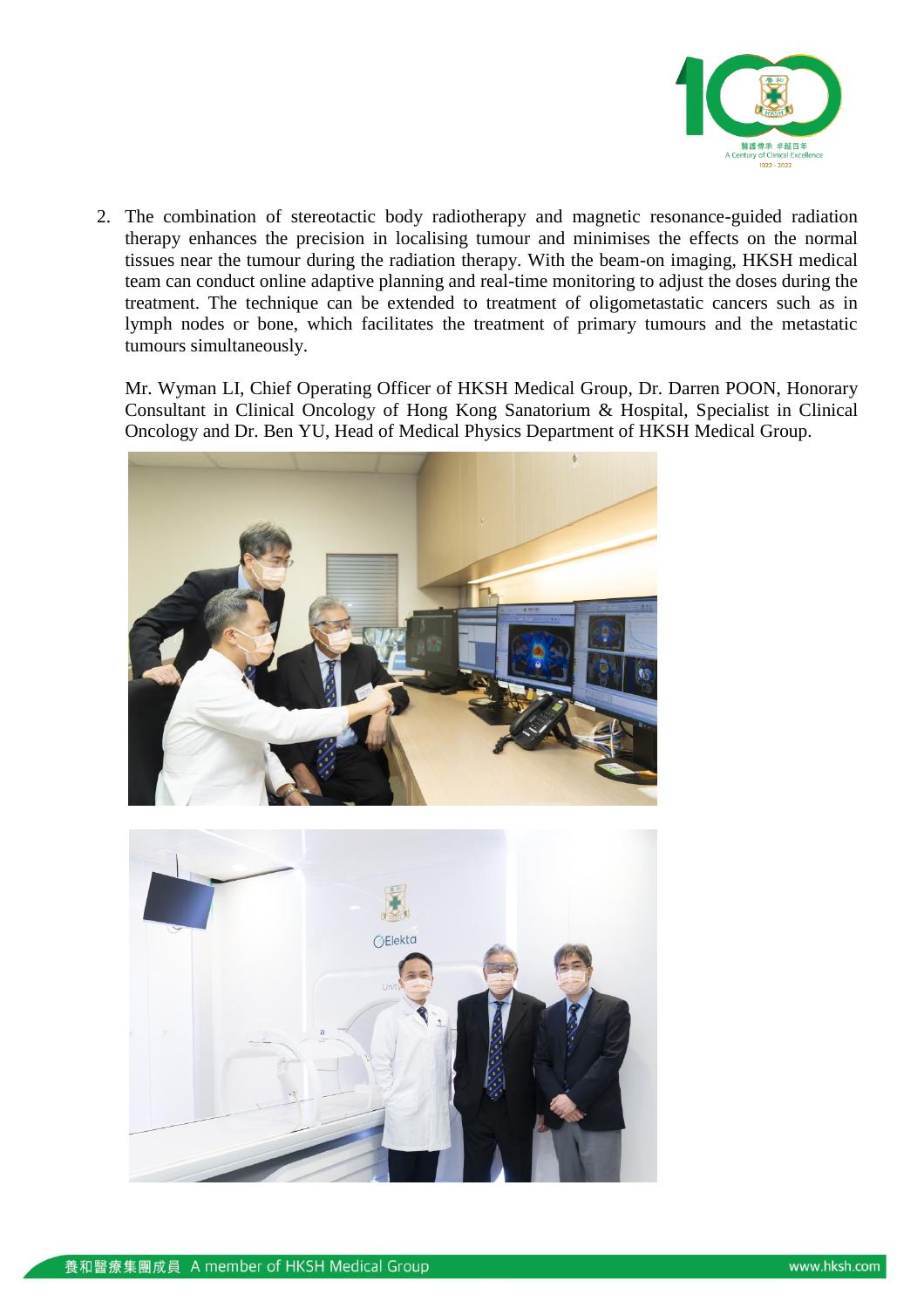2. The combination of stereotactic body radiotherapy and magnetic resonance-guided radiation therapy enhances the precision in localising tumour and minimises the effects on the normal tissues near the tumour during the radiation therapy. With the beam-on imaging, HKSH medical team can conduct online adaptive planning and real-time monitoring to adjust the doses during the treatment. The technique can be extended to treatment of oligometastatic cancers such as in lymph nodes or bone, which facilitates the treatment of primary tumours and the metastatic tumours simultaneously.

   Mr. Wyman LI, Chief Operating Officer of HKSH Medical Group, Dr. Darren POON, Honorary Consultant in Clinical Oncology of Hong Kong Sanatorium & Hospital, Specialist in Clinical Oncology and Dr. Ben YU, Head of Medical Physics Department of HKSH Medical Group.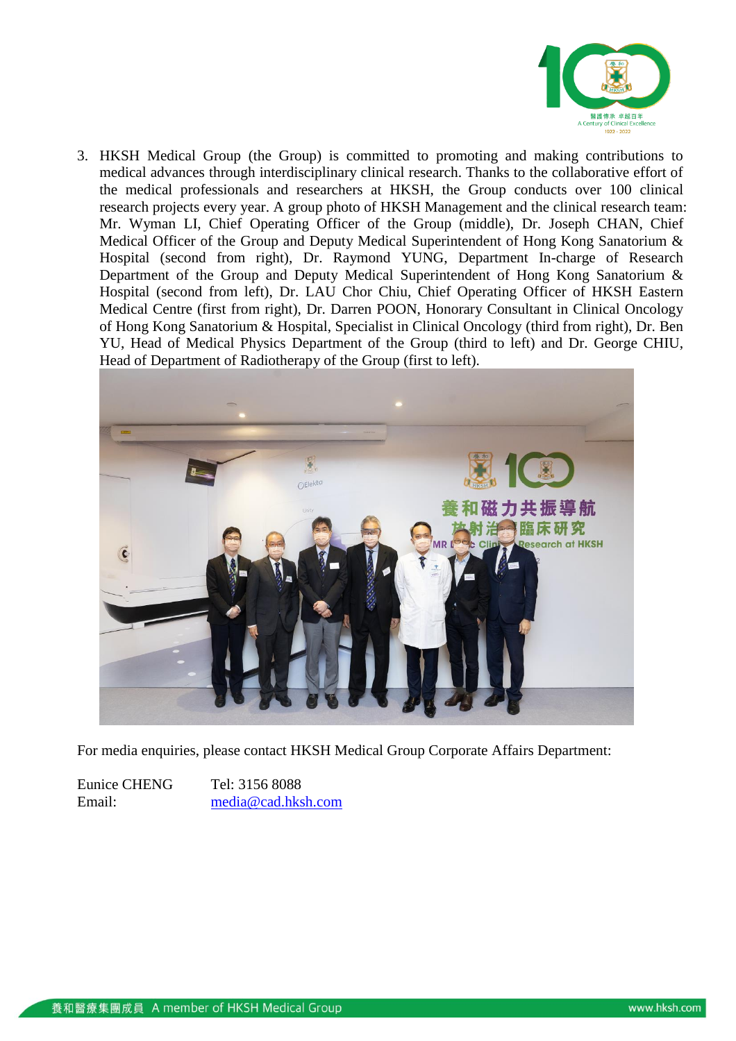3. HKSH Medical Group (the Group) is committed to promoting and making contributions to medical advances through interdisciplinary clinical research. Thanks to the collaborative effort of the medical professionals and researchers at HKSH, the Group conducts over 100 clinical research projects every year. A group photo of HKSH Management and the clinical research team: Mr. Wyman LI, Chief Operating Officer of the Group (middle), Dr. Joseph CHAN, Chief Medical Officer of the Group and Deputy Medical Superintendent of Hong Kong Sanatorium & Hospital (second from right), Dr. Raymond YUNG, Department In-charge of Research Department of the Group and Deputy Medical Superintendent of Hong Kong Sanatorium & Hospital (second from left), Dr. LAU Chor Chiu, Chief Operating Officer of HKSH Eastern Medical Centre (first from right), Dr. Darren POON, Honorary Consultant in Clinical Oncology of Hong Kong Sanatorium & Hospital, Specialist in Clinical Oncology (third from right), Dr. Ben YU, Head of Medical Physics Department of the Group (third to left) and Dr. George CHIU, Head of Department of Radiotherapy of the Group (first to left).

For media enquiries, please contact HKSH Medical Group Corporate Affairs Department:

| | |
|---|---|
| Eunice CHENG | Tel: 3156 8088 |
| Email: | media@cad.hksh.com |